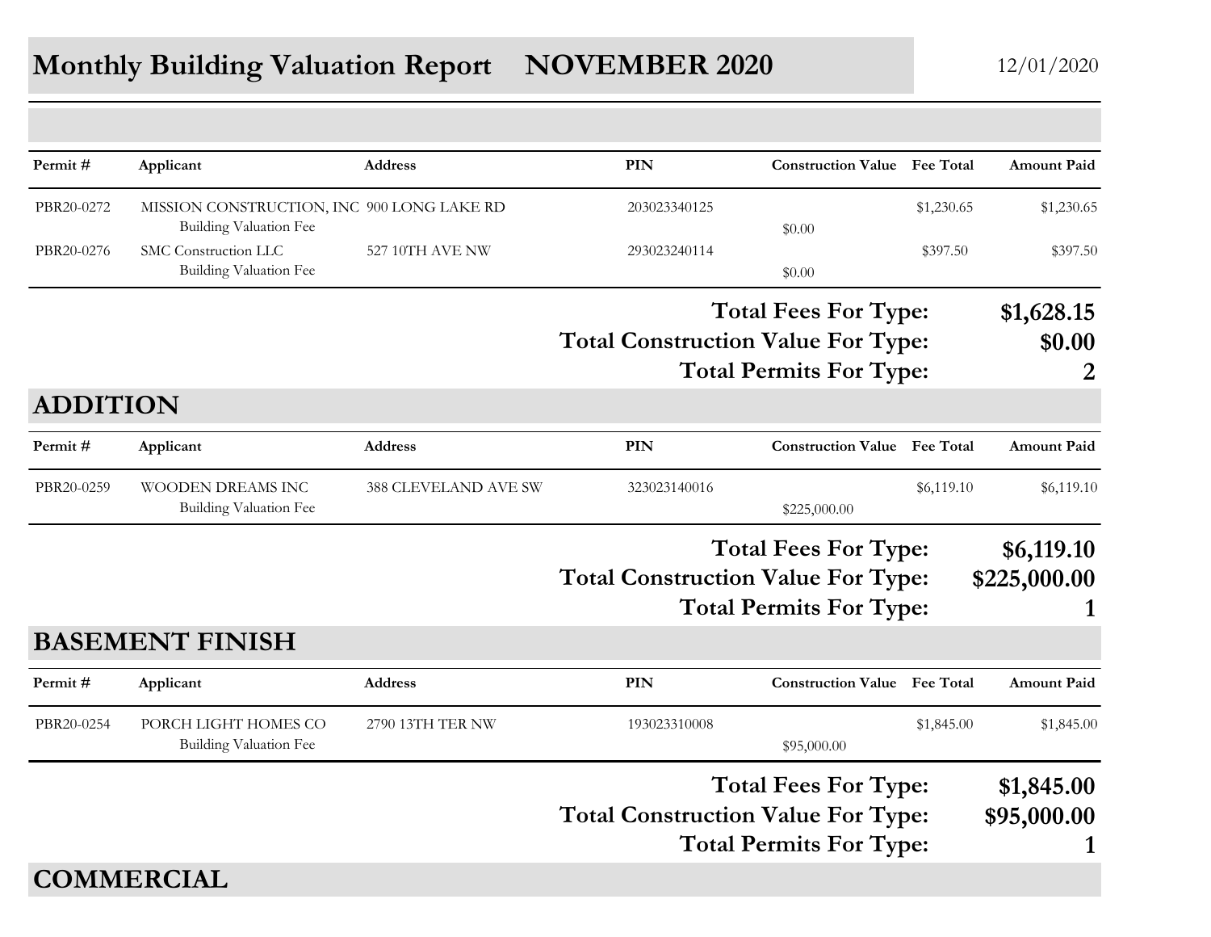# Monthly Building Valuation Report NOVEMBER 2020

12/01/2020

| Permit # | Applicant | Address | PIN | Construction Value | Fee Total | Amount Paid |
|---|---|---|---|---|---|---|
| PBR20-0272 | MISSION CONSTRUCTION, INC | 900 LONG LAKE RD | 203023340125 | | $1,230.65 | $1,230.65 |
| | Building Valuation Fee | | | $0.00 | | |
| PBR20-0276 | SMC Construction LLC | 527 10TH AVE NW | 293023240114 | | $397.50 | $397.50 |
| | Building Valuation Fee | | | $0.00 | | |

**Total Fees For Type: $1,628.15**

**Total Construction Value For Type: $0.00**

**Total Permits For Type: 2**

## ADDITION

| Permit # | Applicant | Address | PIN | Construction Value | Fee Total | Amount Paid |
|---|---|---|---|---|---|---|
| PBR20-0259 | WOODEN DREAMS INC | 388 CLEVELAND AVE SW | 323023140016 | | $6,119.10 | $6,119.10 |
| | Building Valuation Fee | | | $225,000.00 | | |

**Total Fees For Type: $6,119.10**

**Total Construction Value For Type: $225,000.00**

**Total Permits For Type: 1**

## BASEMENT FINISH

| Permit # | Applicant | Address | PIN | Construction Value | Fee Total | Amount Paid |
|---|---|---|---|---|---|---|
| PBR20-0254 | PORCH LIGHT HOMES CO | 2790 13TH TER NW | 193023310008 | | $1,845.00 | $1,845.00 |
| | Building Valuation Fee | | | $95,000.00 | | |

**Total Fees For Type: $1,845.00**

**Total Construction Value For Type: $95,000.00**

**Total Permits For Type: 1**

## COMMERCIAL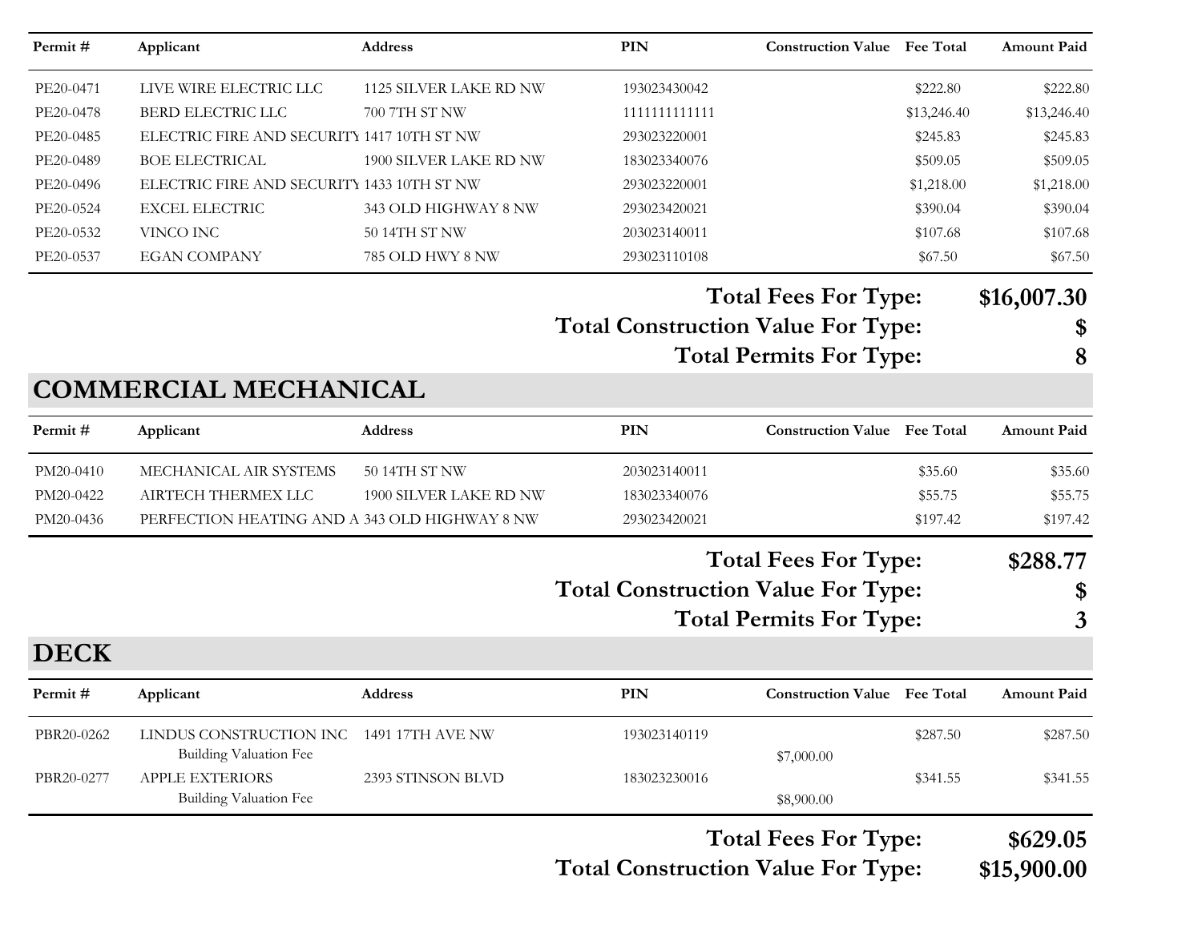| Permit # | Applicant | Address | PIN | Construction Value | Fee Total | Amount Paid |
|---|---|---|---|---|---|---|
| PE20-0471 | LIVE WIRE ELECTRIC LLC | 1125 SILVER LAKE RD NW | 193023430042 | | $222.80 | $222.80 |
| PE20-0478 | BERD ELECTRIC LLC | 700 7TH ST NW | 1111111111111 | | $13,246.40 | $13,246.40 |
| PE20-0485 | ELECTRIC FIRE AND SECURITY | 1417 10TH ST NW | 293023220001 | | $245.83 | $245.83 |
| PE20-0489 | BOE ELECTRICAL | 1900 SILVER LAKE RD NW | 183023340076 | | $509.05 | $509.05 |
| PE20-0496 | ELECTRIC FIRE AND SECURITY | 1433 10TH ST NW | 293023220001 | | $1,218.00 | $1,218.00 |
| PE20-0524 | EXCEL ELECTRIC | 343 OLD HIGHWAY 8 NW | 293023420021 | | $390.04 | $390.04 |
| PE20-0532 | VINCO INC | 50 14TH ST NW | 203023140011 | | $107.68 | $107.68 |
| PE20-0537 | EGAN COMPANY | 785 OLD HWY 8 NW | 293023110108 | | $67.50 | $67.50 |

**Total Fees For Type: $16,007.30**

**Total Construction Value For Type: $**

**Total Permits For Type: 8**

## COMMERCIAL MECHANICAL

| Permit # | Applicant | Address | PIN | Construction Value | Fee Total | Amount Paid |
|---|---|---|---|---|---|---|
| PM20-0410 | MECHANICAL AIR SYSTEMS | 50 14TH ST NW | 203023140011 | | $35.60 | $35.60 |
| PM20-0422 | AIRTECH THERMEX LLC | 1900 SILVER LAKE RD NW | 183023340076 | | $55.75 | $55.75 |
| PM20-0436 | PERFECTION HEATING AND A | 343 OLD HIGHWAY 8 NW | 293023420021 | | $197.42 | $197.42 |

**Total Fees For Type: $288.77**

**Total Construction Value For Type: $**

**Total Permits For Type: 3**

## DECK

| Permit # | Applicant | Address | PIN | Construction Value | Fee Total | Amount Paid |
|---|---|---|---|---|---|---|
| PBR20-0262 | LINDUS CONSTRUCTION INC | 1491 17TH AVE NW | 193023140119 | | $287.50 | $287.50 |
| | Building Valuation Fee | | | $7,000.00 | | |
| PBR20-0277 | APPLE EXTERIORS | 2393 STINSON BLVD | 183023230016 | | $341.55 | $341.55 |
| | Building Valuation Fee | | | $8,900.00 | | |

**Total Fees For Type: $629.05**

**Total Construction Value For Type: $15,900.00**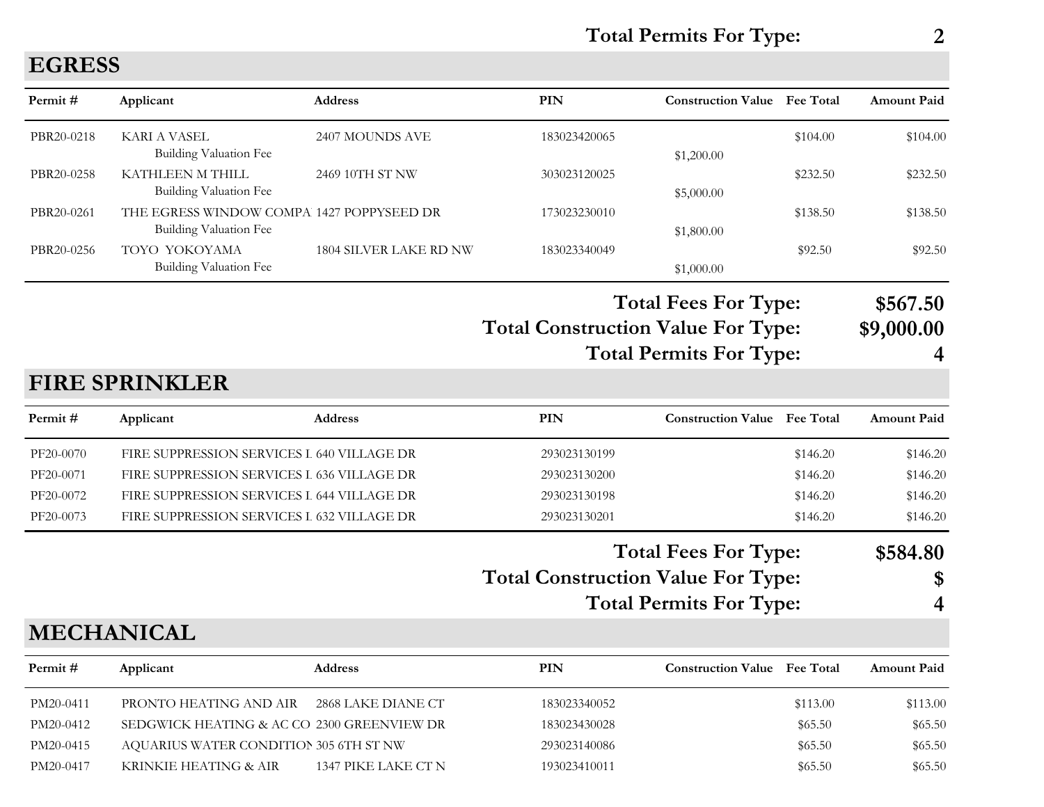**Total Permits For Type: 2**

## EGRESS

| Permit # | Applicant | Address | PIN | Construction Value | Fee Total | Amount Paid |
|---|---|---|---|---|---|---|
| PBR20-0218 | KARI A VASEL | 2407 MOUNDS AVE | 183023420065 | | $104.00 | $104.00 |
| | Building Valuation Fee | | | $1,200.00 | | |
| PBR20-0258 | KATHLEEN M THILL | 2469 10TH ST NW | 303023120025 | | $232.50 | $232.50 |
| | Building Valuation Fee | | | $5,000.00 | | |
| PBR20-0261 | THE EGRESS WINDOW COMPA | 1427 POPPYSEED DR | 173023230010 | | $138.50 | $138.50 |
| | Building Valuation Fee | | | $1,800.00 | | |
| PBR20-0256 | TOYO YOKOYAMA | 1804 SILVER LAKE RD NW | 183023340049 | | $92.50 | $92.50 |
| | Building Valuation Fee | | | $1,000.00 | | |

**Total Fees For Type: $567.50**
**Total Construction Value For Type: $9,000.00**
**Total Permits For Type: 4**

## FIRE SPRINKLER

| Permit # | Applicant | Address | PIN | Construction Value | Fee Total | Amount Paid |
|---|---|---|---|---|---|---|
| PF20-0070 | FIRE SUPPRESSION SERVICES I | 640 VILLAGE DR | 293023130199 | | $146.20 | $146.20 |
| PF20-0071 | FIRE SUPPRESSION SERVICES I | 636 VILLAGE DR | 293023130200 | | $146.20 | $146.20 |
| PF20-0072 | FIRE SUPPRESSION SERVICES I | 644 VILLAGE DR | 293023130198 | | $146.20 | $146.20 |
| PF20-0073 | FIRE SUPPRESSION SERVICES I | 632 VILLAGE DR | 293023130201 | | $146.20 | $146.20 |

**Total Fees For Type: $584.80**
**Total Construction Value For Type: $**
**Total Permits For Type: 4**

## MECHANICAL

| Permit # | Applicant | Address | PIN | Construction Value | Fee Total | Amount Paid |
|---|---|---|---|---|---|---|
| PM20-0411 | PRONTO HEATING AND AIR | 2868 LAKE DIANE CT | 183023340052 | | $113.00 | $113.00 |
| PM20-0412 | SEDGWICK HEATING & AC CO | 2300 GREENVIEW DR | 183023430028 | | $65.50 | $65.50 |
| PM20-0415 | AQUARIUS WATER CONDITION | 305 6TH ST NW | 293023140086 | | $65.50 | $65.50 |
| PM20-0417 | KRINKIE HEATING & AIR | 1347 PIKE LAKE CT N | 193023410011 | | $65.50 | $65.50 |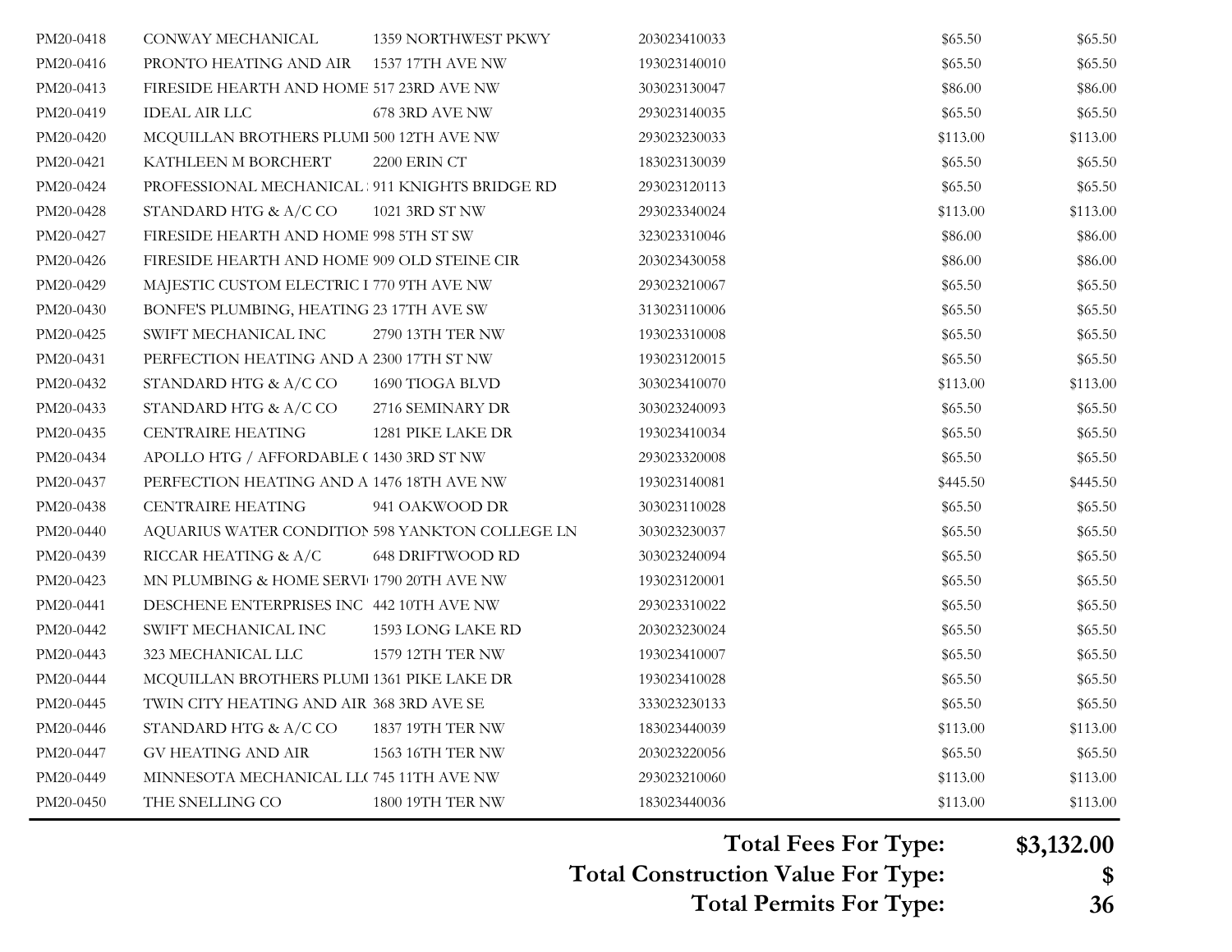| | | | | | |
|---|---|---|---|---|---|
| PM20-0418 | CONWAY MECHANICAL | 1359 NORTHWEST PKWY | 203023410033 | $65.50 | $65.50 |
| PM20-0416 | PRONTO HEATING AND AIR | 1537 17TH AVE NW | 193023140010 | $65.50 | $65.50 |
| PM20-0413 | FIRESIDE HEARTH AND HOME | 517 23RD AVE NW | 303023130047 | $86.00 | $86.00 |
| PM20-0419 | IDEAL AIR LLC | 678 3RD AVE NW | 293023140035 | $65.50 | $65.50 |
| PM20-0420 | MCQUILLAN BROTHERS PLUMI | 500 12TH AVE NW | 293023230033 | $113.00 | $113.00 |
| PM20-0421 | KATHLEEN M BORCHERT | 2200 ERIN CT | 183023130039 | $65.50 | $65.50 |
| PM20-0424 | PROFESSIONAL MECHANICAL | 911 KNIGHTS BRIDGE RD | 293023120113 | $65.50 | $65.50 |
| PM20-0428 | STANDARD HTG & A/C CO | 1021 3RD ST NW | 293023340024 | $113.00 | $113.00 |
| PM20-0427 | FIRESIDE HEARTH AND HOME | 998 5TH ST SW | 323023310046 | $86.00 | $86.00 |
| PM20-0426 | FIRESIDE HEARTH AND HOME | 909 OLD STEINE CIR | 203023430058 | $86.00 | $86.00 |
| PM20-0429 | MAJESTIC CUSTOM ELECTRIC I | 770 9TH AVE NW | 293023210067 | $65.50 | $65.50 |
| PM20-0430 | BONFE'S PLUMBING, HEATING | 23 17TH AVE SW | 313023110006 | $65.50 | $65.50 |
| PM20-0425 | SWIFT MECHANICAL INC | 2790 13TH TER NW | 193023310008 | $65.50 | $65.50 |
| PM20-0431 | PERFECTION HEATING AND A | 2300 17TH ST NW | 193023120015 | $65.50 | $65.50 |
| PM20-0432 | STANDARD HTG & A/C CO | 1690 TIOGA BLVD | 303023410070 | $113.00 | $113.00 |
| PM20-0433 | STANDARD HTG & A/C CO | 2716 SEMINARY DR | 303023240093 | $65.50 | $65.50 |
| PM20-0435 | CENTRAIRE HEATING | 1281 PIKE LAKE DR | 193023410034 | $65.50 | $65.50 |
| PM20-0434 | APOLLO HTG / AFFORDABLE ( | 1430 3RD ST NW | 293023320008 | $65.50 | $65.50 |
| PM20-0437 | PERFECTION HEATING AND A | 1476 18TH AVE NW | 193023140081 | $445.50 | $445.50 |
| PM20-0438 | CENTRAIRE HEATING | 941 OAKWOOD DR | 303023110028 | $65.50 | $65.50 |
| PM20-0440 | AQUARIUS WATER CONDITION | 598 YANKTON COLLEGE LN | 303023230037 | $65.50 | $65.50 |
| PM20-0439 | RICCAR HEATING & A/C | 648 DRIFTWOOD RD | 303023240094 | $65.50 | $65.50 |
| PM20-0423 | MN PLUMBING & HOME SERVI | 1790 20TH AVE NW | 193023120001 | $65.50 | $65.50 |
| PM20-0441 | DESCHENE ENTERPRISES INC | 442 10TH AVE NW | 293023310022 | $65.50 | $65.50 |
| PM20-0442 | SWIFT MECHANICAL INC | 1593 LONG LAKE RD | 203023230024 | $65.50 | $65.50 |
| PM20-0443 | 323 MECHANICAL LLC | 1579 12TH TER NW | 193023410007 | $65.50 | $65.50 |
| PM20-0444 | MCQUILLAN BROTHERS PLUMI | 1361 PIKE LAKE DR | 193023410028 | $65.50 | $65.50 |
| PM20-0445 | TWIN CITY HEATING AND AIR | 368 3RD AVE SE | 333023230133 | $65.50 | $65.50 |
| PM20-0446 | STANDARD HTG & A/C CO | 1837 19TH TER NW | 183023440039 | $113.00 | $113.00 |
| PM20-0447 | GV HEATING AND AIR | 1563 16TH TER NW | 203023220056 | $65.50 | $65.50 |
| PM20-0449 | MINNESOTA MECHANICAL LL( | 745 11TH AVE NW | 293023210060 | $113.00 | $113.00 |
| PM20-0450 | THE SNELLING CO | 1800 19TH TER NW | 183023440036 | $113.00 | $113.00 |

**Total Fees For Type: $3,132.00**

**Total Construction Value For Type: $**

**Total Permits For Type: 36**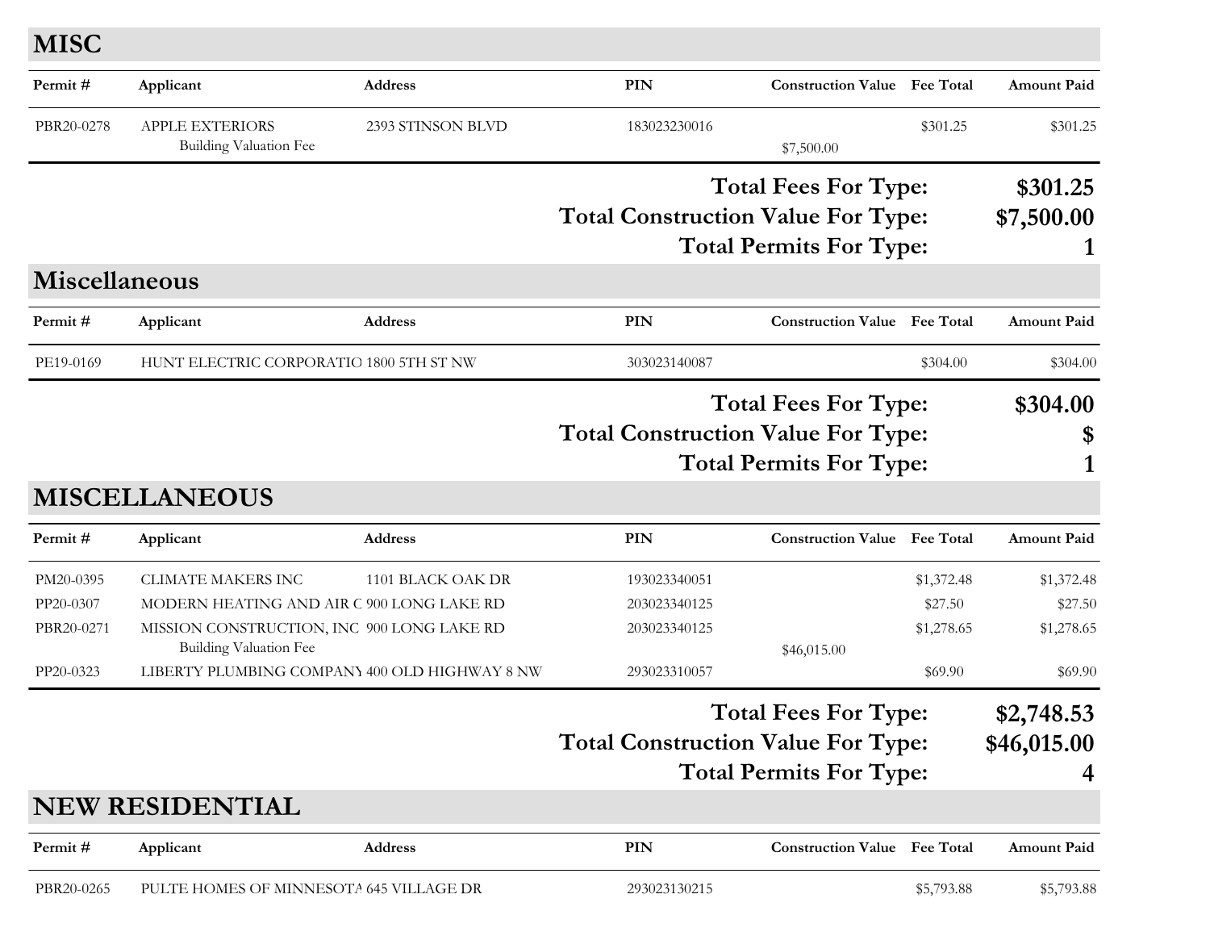## MISC

| Permit # | Applicant | Address | PIN | Construction Value | Fee Total | Amount Paid |
|---|---|---|---|---|---|---|
| PBR20-0278 | APPLE EXTERIORS | 2393 STINSON BLVD | 183023230016 | | $301.25 | $301.25 |
| | Building Valuation Fee | | | $7,500.00 | | |

**Total Fees For Type: $301.25**

**Total Construction Value For Type: $7,500.00**

**Total Permits For Type: 1**

## Miscellaneous

| Permit # | Applicant | Address | PIN | Construction Value | Fee Total | Amount Paid |
|---|---|---|---|---|---|---|
| PE19-0169 | HUNT ELECTRIC CORPORATIO | 1800 5TH ST NW | 303023140087 | | $304.00 | $304.00 |

**Total Fees For Type: $304.00**

**Total Construction Value For Type: $**

**Total Permits For Type: 1**

## MISCELLANEOUS

| Permit # | Applicant | Address | PIN | Construction Value | Fee Total | Amount Paid |
|---|---|---|---|---|---|---|
| PM20-0395 | CLIMATE MAKERS INC | 1101 BLACK OAK DR | 193023340051 | | $1,372.48 | $1,372.48 |
| PP20-0307 | MODERN HEATING AND AIR C | 900 LONG LAKE RD | 203023340125 | | $27.50 | $27.50 |
| PBR20-0271 | MISSION CONSTRUCTION, INC | 900 LONG LAKE RD | 203023340125 | | $1,278.65 | $1,278.65 |
| | Building Valuation Fee | | | $46,015.00 | | |
| PP20-0323 | LIBERTY PLUMBING COMPANY | 400 OLD HIGHWAY 8 NW | 293023310057 | | $69.90 | $69.90 |

**Total Fees For Type: $2,748.53**

**Total Construction Value For Type: $46,015.00**

**Total Permits For Type: 4**

## NEW RESIDENTIAL

| Permit # | Applicant | Address | PIN | Construction Value | Fee Total | Amount Paid |
|---|---|---|---|---|---|---|
| PBR20-0265 | PULTE HOMES OF MINNESOTA | 645 VILLAGE DR | 293023130215 | | $5,793.88 | $5,793.88 |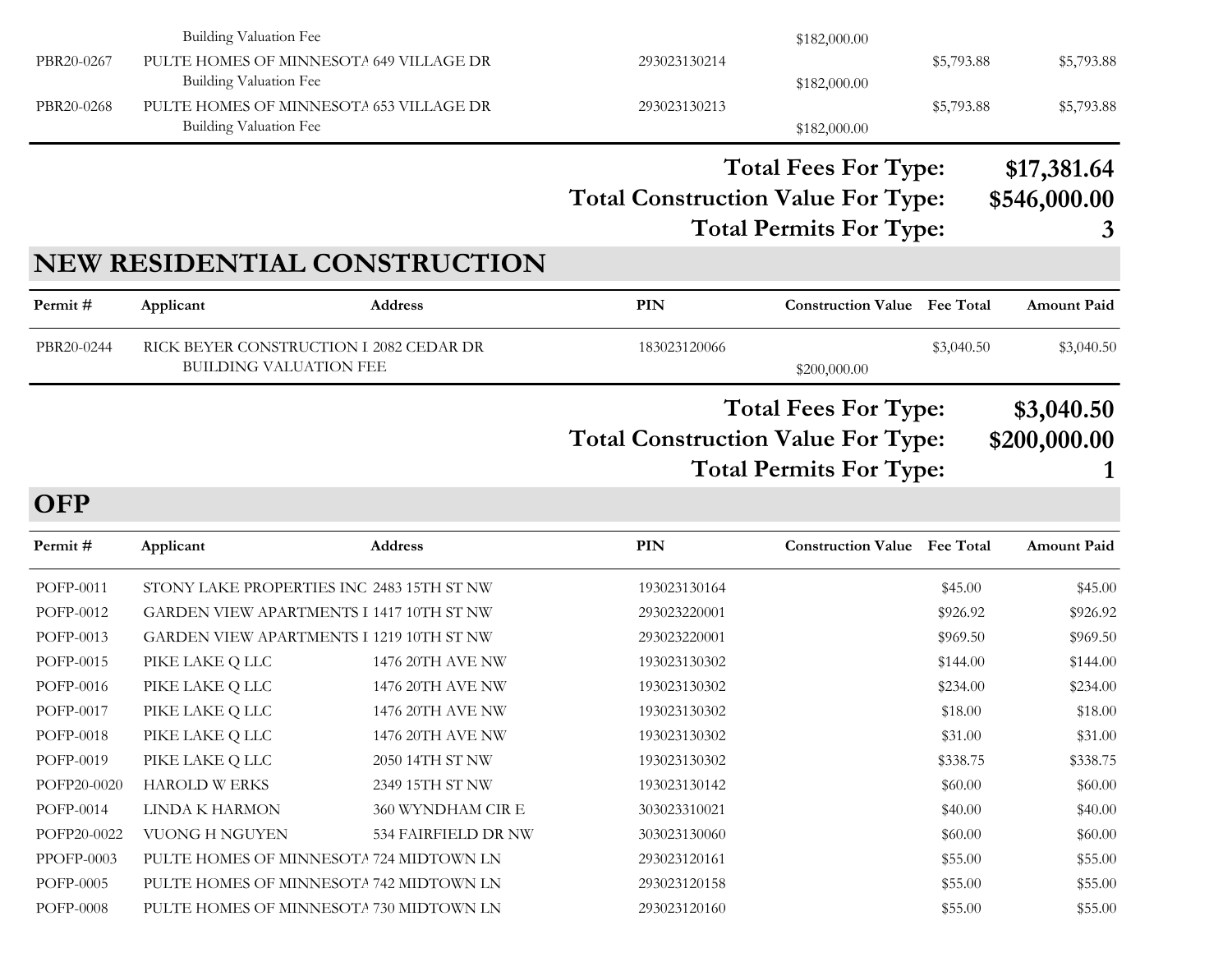| Permit # | Applicant | Address | PIN | Construction Value | Fee Total | Amount Paid |
|---|---|---|---|---|---|---|
| | Building Valuation Fee | | | $182,000.00 | | |
| PBR20-0267 | PULTE HOMES OF MINNESOTA | 649 VILLAGE DR | 293023130214 | | $5,793.88 | $5,793.88 |
| | Building Valuation Fee | | | $182,000.00 | | |
| PBR20-0268 | PULTE HOMES OF MINNESOTA | 653 VILLAGE DR | 293023130213 | | $5,793.88 | $5,793.88 |
| | Building Valuation Fee | | | $182,000.00 | | |

**Total Fees For Type: $17,381.64**

**Total Construction Value For Type: $546,000.00**

**Total Permits For Type: 3**

## NEW RESIDENTIAL CONSTRUCTION

| Permit # | Applicant | Address | PIN | Construction Value | Fee Total | Amount Paid |
|---|---|---|---|---|---|---|
| PBR20-0244 | RICK BEYER CONSTRUCTION I | 2082 CEDAR DR | 183023120066 | | $3,040.50 | $3,040.50 |
| | BUILDING VALUATION FEE | | | $200,000.00 | | |

**Total Fees For Type: $3,040.50**

**Total Construction Value For Type: $200,000.00**

**Total Permits For Type: 1**

## OFP

| Permit # | Applicant | Address | PIN | Construction Value | Fee Total | Amount Paid |
|---|---|---|---|---|---|---|
| POFP-0011 | STONY LAKE PROPERTIES INC | 2483 15TH ST NW | 193023130164 | | $45.00 | $45.00 |
| POFP-0012 | GARDEN VIEW APARTMENTS I | 1417 10TH ST NW | 293023220001 | | $926.92 | $926.92 |
| POFP-0013 | GARDEN VIEW APARTMENTS I | 1219 10TH ST NW | 293023220001 | | $969.50 | $969.50 |
| POFP-0015 | PIKE LAKE Q LLC | 1476 20TH AVE NW | 193023130302 | | $144.00 | $144.00 |
| POFP-0016 | PIKE LAKE Q LLC | 1476 20TH AVE NW | 193023130302 | | $234.00 | $234.00 |
| POFP-0017 | PIKE LAKE Q LLC | 1476 20TH AVE NW | 193023130302 | | $18.00 | $18.00 |
| POFP-0018 | PIKE LAKE Q LLC | 1476 20TH AVE NW | 193023130302 | | $31.00 | $31.00 |
| POFP-0019 | PIKE LAKE Q LLC | 2050 14TH ST NW | 193023130302 | | $338.75 | $338.75 |
| POFP20-0020 | HAROLD W ERKS | 2349 15TH ST NW | 193023130142 | | $60.00 | $60.00 |
| POFP-0014 | LINDA K HARMON | 360 WYNDHAM CIR E | 303023310021 | | $40.00 | $40.00 |
| POFP20-0022 | VUONG H NGUYEN | 534 FAIRFIELD DR NW | 303023130060 | | $60.00 | $60.00 |
| PPOFP-0003 | PULTE HOMES OF MINNESOTA | 724 MIDTOWN LN | 293023120161 | | $55.00 | $55.00 |
| POFP-0005 | PULTE HOMES OF MINNESOTA | 742 MIDTOWN LN | 293023120158 | | $55.00 | $55.00 |
| POFP-0008 | PULTE HOMES OF MINNESOTA | 730 MIDTOWN LN | 293023120160 | | $55.00 | $55.00 |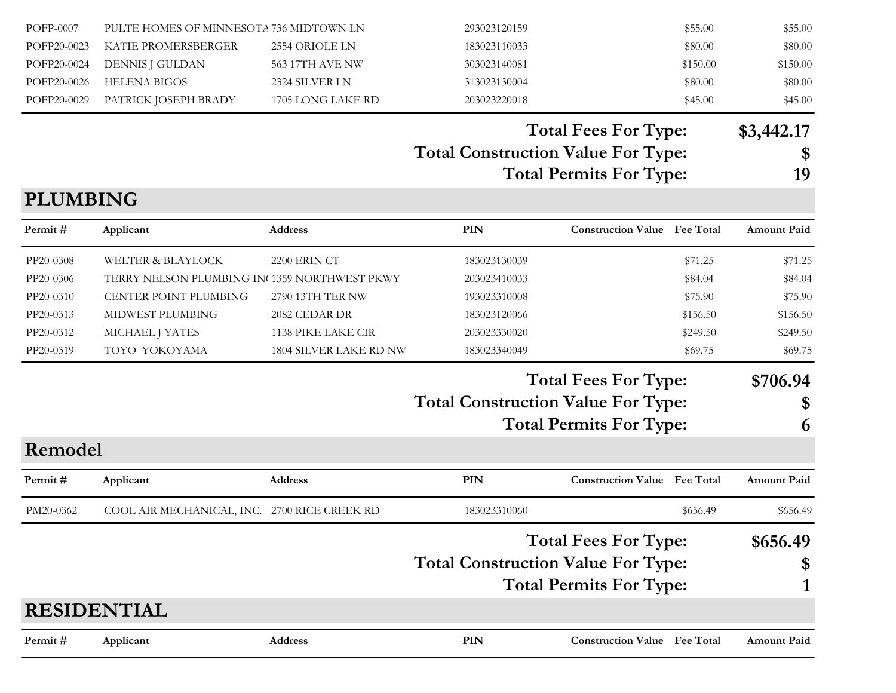| Permit # | Applicant | Address | PIN | Construction Value | Fee Total | Amount Paid |
|---|---|---|---|---|---|---|
| POFP-0007 | PULTE HOMES OF MINNESOTA | 736 MIDTOWN LN | 293023120159 | | $55.00 | $55.00 |
| POFP20-0023 | KATIE PROMERSBERGER | 2554 ORIOLE LN | 183023110033 | | $80.00 | $80.00 |
| POFP20-0024 | DENNIS J GULDAN | 563 17TH AVE NW | 303023140081 | | $150.00 | $150.00 |
| POFP20-0026 | HELENA BIGOS | 2324 SILVER LN | 313023130004 | | $80.00 | $80.00 |
| POFP20-0029 | PATRICK JOSEPH BRADY | 1705 LONG LAKE RD | 203023220018 | | $45.00 | $45.00 |

**Total Fees For Type:** $3,442.17
**Total Construction Value For Type:** $
**Total Permits For Type:** 19

## PLUMBING

| Permit # | Applicant | Address | PIN | Construction Value | Fee Total | Amount Paid |
|---|---|---|---|---|---|---|
| PP20-0308 | WELTER & BLAYLOCK | 2200 ERIN CT | 183023130039 | | $71.25 | $71.25 |
| PP20-0306 | TERRY NELSON PLUMBING IN( | 1359 NORTHWEST PKWY | 203023410033 | | $84.04 | $84.04 |
| PP20-0310 | CENTER POINT PLUMBING | 2790 13TH TER NW | 193023310008 | | $75.90 | $75.90 |
| PP20-0313 | MIDWEST PLUMBING | 2082 CEDAR DR | 183023120066 | | $156.50 | $156.50 |
| PP20-0312 | MICHAEL J YATES | 1138 PIKE LAKE CIR | 203023330020 | | $249.50 | $249.50 |
| PP20-0319 | TOYO YOKOYAMA | 1804 SILVER LAKE RD NW | 183023340049 | | $69.75 | $69.75 |

**Total Fees For Type:** $706.94
**Total Construction Value For Type:** $
**Total Permits For Type:** 6

## Remodel

| Permit # | Applicant | Address | PIN | Construction Value | Fee Total | Amount Paid |
|---|---|---|---|---|---|---|
| PM20-0362 | COOL AIR MECHANICAL, INC. | 2700 RICE CREEK RD | 183023310060 | | $656.49 | $656.49 |

**Total Fees For Type:** $656.49
**Total Construction Value For Type:** $
**Total Permits For Type:** 1

## RESIDENTIAL

| Permit # | Applicant | Address | PIN | Construction Value | Fee Total | Amount Paid |
|---|---|---|---|---|---|---|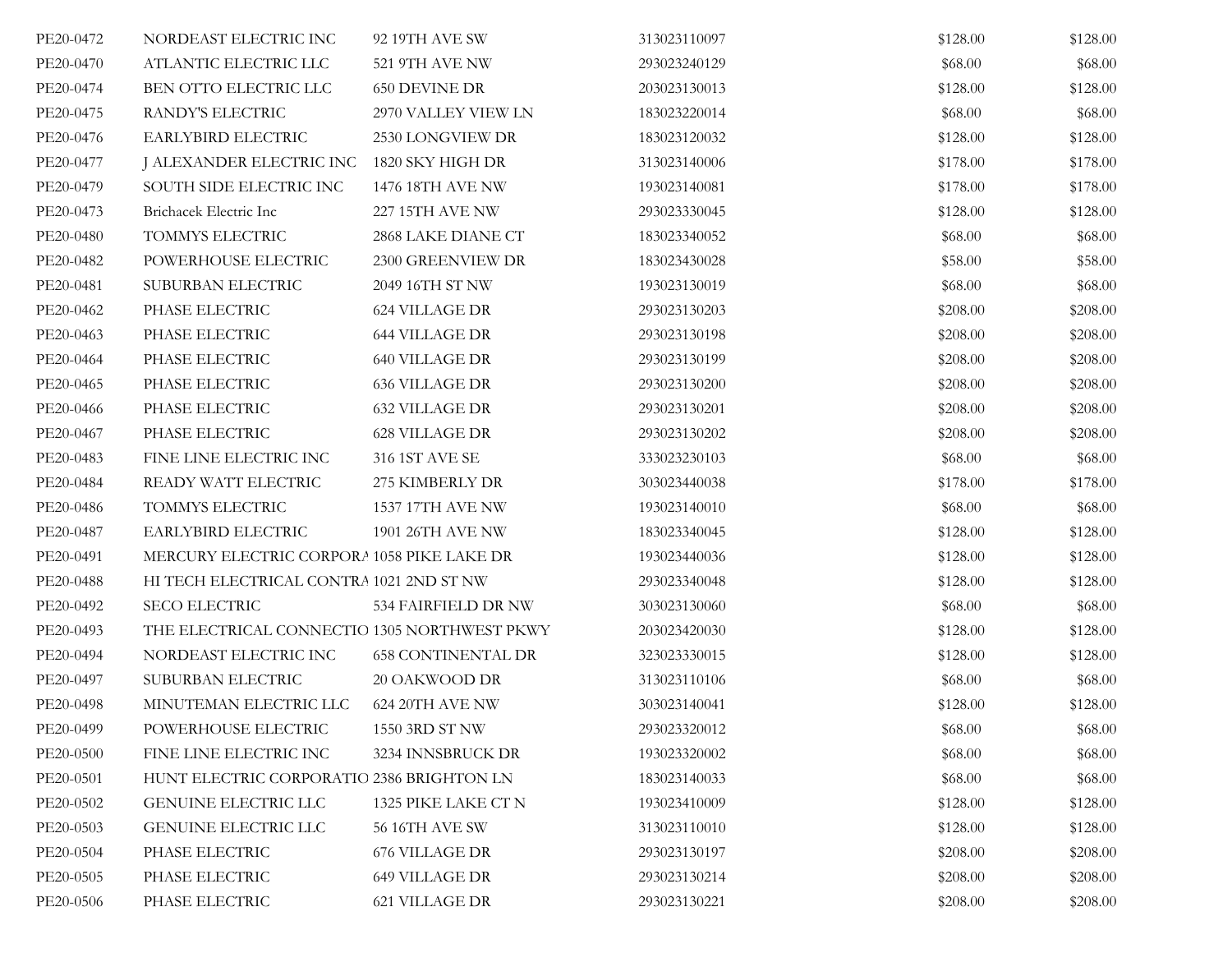| | | | | | |
|---|---|---|---|---|---|
| PE20-0472 | NORDEAST ELECTRIC INC | 92 19TH AVE SW | 313023110097 | $128.00 | $128.00 |
| PE20-0470 | ATLANTIC ELECTRIC LLC | 521 9TH AVE NW | 293023240129 | $68.00 | $68.00 |
| PE20-0474 | BEN OTTO ELECTRIC LLC | 650 DEVINE DR | 203023130013 | $128.00 | $128.00 |
| PE20-0475 | RANDY'S ELECTRIC | 2970 VALLEY VIEW LN | 183023220014 | $68.00 | $68.00 |
| PE20-0476 | EARLYBIRD ELECTRIC | 2530 LONGVIEW DR | 183023120032 | $128.00 | $128.00 |
| PE20-0477 | J ALEXANDER ELECTRIC INC | 1820 SKY HIGH DR | 313023140006 | $178.00 | $178.00 |
| PE20-0479 | SOUTH SIDE ELECTRIC INC | 1476 18TH AVE NW | 193023140081 | $178.00 | $178.00 |
| PE20-0473 | Brichacek Electric Inc | 227 15TH AVE NW | 293023330045 | $128.00 | $128.00 |
| PE20-0480 | TOMMYS ELECTRIC | 2868 LAKE DIANE CT | 183023340052 | $68.00 | $68.00 |
| PE20-0482 | POWERHOUSE ELECTRIC | 2300 GREENVIEW DR | 183023430028 | $58.00 | $58.00 |
| PE20-0481 | SUBURBAN ELECTRIC | 2049 16TH ST NW | 193023130019 | $68.00 | $68.00 |
| PE20-0462 | PHASE ELECTRIC | 624 VILLAGE DR | 293023130203 | $208.00 | $208.00 |
| PE20-0463 | PHASE ELECTRIC | 644 VILLAGE DR | 293023130198 | $208.00 | $208.00 |
| PE20-0464 | PHASE ELECTRIC | 640 VILLAGE DR | 293023130199 | $208.00 | $208.00 |
| PE20-0465 | PHASE ELECTRIC | 636 VILLAGE DR | 293023130200 | $208.00 | $208.00 |
| PE20-0466 | PHASE ELECTRIC | 632 VILLAGE DR | 293023130201 | $208.00 | $208.00 |
| PE20-0467 | PHASE ELECTRIC | 628 VILLAGE DR | 293023130202 | $208.00 | $208.00 |
| PE20-0483 | FINE LINE ELECTRIC INC | 316 1ST AVE SE | 333023230103 | $68.00 | $68.00 |
| PE20-0484 | READY WATT ELECTRIC | 275 KIMBERLY DR | 303023440038 | $178.00 | $178.00 |
| PE20-0486 | TOMMYS ELECTRIC | 1537 17TH AVE NW | 193023140010 | $68.00 | $68.00 |
| PE20-0487 | EARLYBIRD ELECTRIC | 1901 26TH AVE NW | 183023340045 | $128.00 | $128.00 |
| PE20-0491 | MERCURY ELECTRIC CORPORA | 1058 PIKE LAKE DR | 193023440036 | $128.00 | $128.00 |
| PE20-0488 | HI TECH ELECTRICAL CONTRA | 1021 2ND ST NW | 293023340048 | $128.00 | $128.00 |
| PE20-0492 | SECO ELECTRIC | 534 FAIRFIELD DR NW | 303023130060 | $68.00 | $68.00 |
| PE20-0493 | THE ELECTRICAL CONNECTIO | 1305 NORTHWEST PKWY | 203023420030 | $128.00 | $128.00 |
| PE20-0494 | NORDEAST ELECTRIC INC | 658 CONTINENTAL DR | 323023330015 | $128.00 | $128.00 |
| PE20-0497 | SUBURBAN ELECTRIC | 20 OAKWOOD DR | 313023110106 | $68.00 | $68.00 |
| PE20-0498 | MINUTEMAN ELECTRIC LLC | 624 20TH AVE NW | 303023140041 | $128.00 | $128.00 |
| PE20-0499 | POWERHOUSE ELECTRIC | 1550 3RD ST NW | 293023320012 | $68.00 | $68.00 |
| PE20-0500 | FINE LINE ELECTRIC INC | 3234 INNSBRUCK DR | 193023320002 | $68.00 | $68.00 |
| PE20-0501 | HUNT ELECTRIC CORPORATIO | 2386 BRIGHTON LN | 183023140033 | $68.00 | $68.00 |
| PE20-0502 | GENUINE ELECTRIC LLC | 1325 PIKE LAKE CT N | 193023410009 | $128.00 | $128.00 |
| PE20-0503 | GENUINE ELECTRIC LLC | 56 16TH AVE SW | 313023110010 | $128.00 | $128.00 |
| PE20-0504 | PHASE ELECTRIC | 676 VILLAGE DR | 293023130197 | $208.00 | $208.00 |
| PE20-0505 | PHASE ELECTRIC | 649 VILLAGE DR | 293023130214 | $208.00 | $208.00 |
| PE20-0506 | PHASE ELECTRIC | 621 VILLAGE DR | 293023130221 | $208.00 | $208.00 |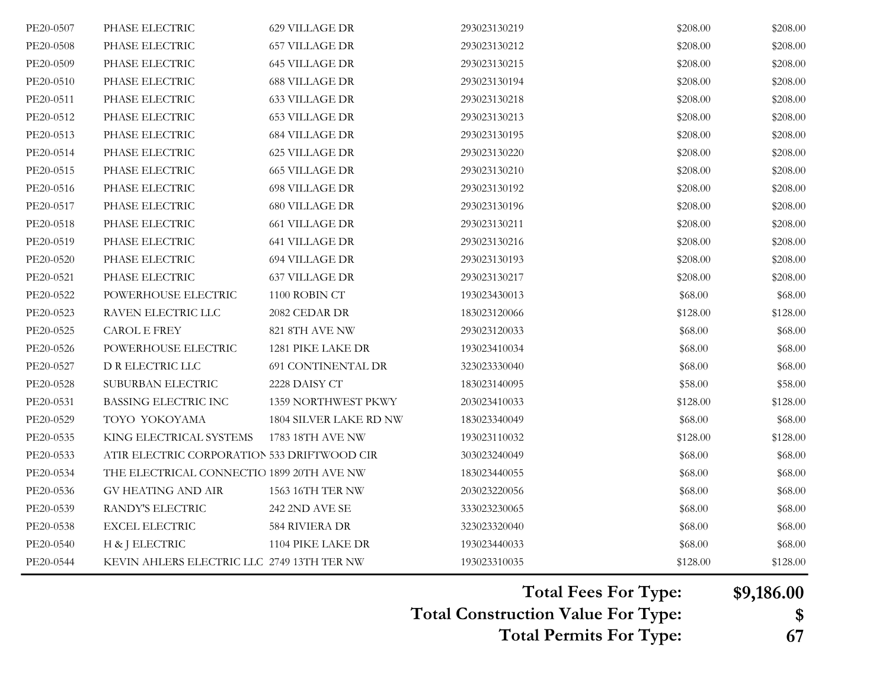| | | | | | |
|---|---|---|---|---|---|
| PE20-0507 | PHASE ELECTRIC | 629 VILLAGE DR | 293023130219 | $208.00 | $208.00 |
| PE20-0508 | PHASE ELECTRIC | 657 VILLAGE DR | 293023130212 | $208.00 | $208.00 |
| PE20-0509 | PHASE ELECTRIC | 645 VILLAGE DR | 293023130215 | $208.00 | $208.00 |
| PE20-0510 | PHASE ELECTRIC | 688 VILLAGE DR | 293023130194 | $208.00 | $208.00 |
| PE20-0511 | PHASE ELECTRIC | 633 VILLAGE DR | 293023130218 | $208.00 | $208.00 |
| PE20-0512 | PHASE ELECTRIC | 653 VILLAGE DR | 293023130213 | $208.00 | $208.00 |
| PE20-0513 | PHASE ELECTRIC | 684 VILLAGE DR | 293023130195 | $208.00 | $208.00 |
| PE20-0514 | PHASE ELECTRIC | 625 VILLAGE DR | 293023130220 | $208.00 | $208.00 |
| PE20-0515 | PHASE ELECTRIC | 665 VILLAGE DR | 293023130210 | $208.00 | $208.00 |
| PE20-0516 | PHASE ELECTRIC | 698 VILLAGE DR | 293023130192 | $208.00 | $208.00 |
| PE20-0517 | PHASE ELECTRIC | 680 VILLAGE DR | 293023130196 | $208.00 | $208.00 |
| PE20-0518 | PHASE ELECTRIC | 661 VILLAGE DR | 293023130211 | $208.00 | $208.00 |
| PE20-0519 | PHASE ELECTRIC | 641 VILLAGE DR | 293023130216 | $208.00 | $208.00 |
| PE20-0520 | PHASE ELECTRIC | 694 VILLAGE DR | 293023130193 | $208.00 | $208.00 |
| PE20-0521 | PHASE ELECTRIC | 637 VILLAGE DR | 293023130217 | $208.00 | $208.00 |
| PE20-0522 | POWERHOUSE ELECTRIC | 1100 ROBIN CT | 193023430013 | $68.00 | $68.00 |
| PE20-0523 | RAVEN ELECTRIC LLC | 2082 CEDAR DR | 183023120066 | $128.00 | $128.00 |
| PE20-0525 | CAROL E FREY | 821 8TH AVE NW | 293023120033 | $68.00 | $68.00 |
| PE20-0526 | POWERHOUSE ELECTRIC | 1281 PIKE LAKE DR | 193023410034 | $68.00 | $68.00 |
| PE20-0527 | D R ELECTRIC LLC | 691 CONTINENTAL DR | 323023330040 | $68.00 | $68.00 |
| PE20-0528 | SUBURBAN ELECTRIC | 2228 DAISY CT | 183023140095 | $58.00 | $58.00 |
| PE20-0531 | BASSING ELECTRIC INC | 1359 NORTHWEST PKWY | 203023410033 | $128.00 | $128.00 |
| PE20-0529 | TOYO YOKOYAMA | 1804 SILVER LAKE RD NW | 183023340049 | $68.00 | $68.00 |
| PE20-0535 | KING ELECTRICAL SYSTEMS | 1783 18TH AVE NW | 193023110032 | $128.00 | $128.00 |
| PE20-0533 | ATIR ELECTRIC CORPORATION | 533 DRIFTWOOD CIR | 303023240049 | $68.00 | $68.00 |
| PE20-0534 | THE ELECTRICAL CONNECTIO | 1899 20TH AVE NW | 183023440055 | $68.00 | $68.00 |
| PE20-0536 | GV HEATING AND AIR | 1563 16TH TER NW | 203023220056 | $68.00 | $68.00 |
| PE20-0539 | RANDY'S ELECTRIC | 242 2ND AVE SE | 333023230065 | $68.00 | $68.00 |
| PE20-0538 | EXCEL ELECTRIC | 584 RIVIERA DR | 323023320040 | $68.00 | $68.00 |
| PE20-0540 | H & J ELECTRIC | 1104 PIKE LAKE DR | 193023440033 | $68.00 | $68.00 |
| PE20-0544 | KEVIN AHLERS ELECTRIC LLC | 2749 13TH TER NW | 193023310035 | $128.00 | $128.00 |

**Total Fees For Type:** **$9,186.00**

**Total Construction Value For Type:** **$**

**Total Permits For Type:** **67**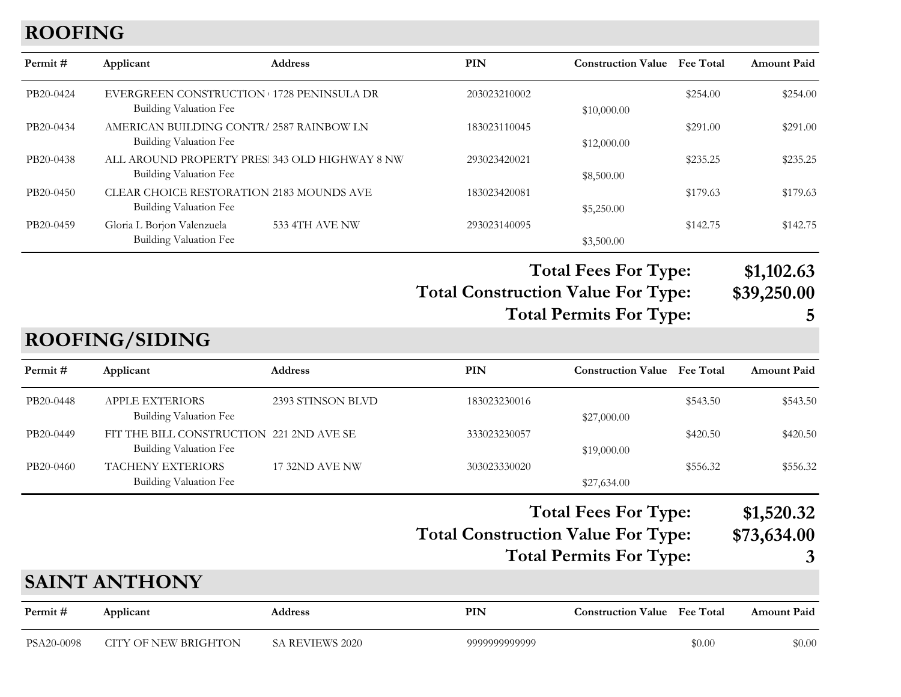## ROOFING

| Permit # | Applicant | Address | PIN | Construction Value | Fee Total | Amount Paid |
|---|---|---|---|---|---|---|
| PB20-0424 | EVERGREEN CONSTRUCTION | 1728 PENINSULA DR | 203023210002 | | $254.00 | $254.00 |
| | Building Valuation Fee | | | $10,000.00 | | |
| PB20-0434 | AMERICAN BUILDING CONTR/ | 2587 RAINBOW LN | 183023110045 | | $291.00 | $291.00 |
| | Building Valuation Fee | | | $12,000.00 | | |
| PB20-0438 | ALL AROUND PROPERTY PRESI | 343 OLD HIGHWAY 8 NW | 293023420021 | | $235.25 | $235.25 |
| | Building Valuation Fee | | | $8,500.00 | | |
| PB20-0450 | CLEAR CHOICE RESTORATION | 2183 MOUNDS AVE | 183023420081 | | $179.63 | $179.63 |
| | Building Valuation Fee | | | $5,250.00 | | |
| PB20-0459 | Gloria L Borjon Valenzuela | 533 4TH AVE NW | 293023140095 | | $142.75 | $142.75 |
| | Building Valuation Fee | | | $3,500.00 | | |

**Total Fees For Type: $1,102.63**
**Total Construction Value For Type: $39,250.00**
**Total Permits For Type: 5**

## ROOFING/SIDING

| Permit # | Applicant | Address | PIN | Construction Value | Fee Total | Amount Paid |
|---|---|---|---|---|---|---|
| PB20-0448 | APPLE EXTERIORS | 2393 STINSON BLVD | 183023230016 | | $543.50 | $543.50 |
| | Building Valuation Fee | | | $27,000.00 | | |
| PB20-0449 | FIT THE BILL CONSTRUCTION | 221 2ND AVE SE | 333023230057 | | $420.50 | $420.50 |
| | Building Valuation Fee | | | $19,000.00 | | |
| PB20-0460 | TACHENY EXTERIORS | 17 32ND AVE NW | 303023330020 | | $556.32 | $556.32 |
| | Building Valuation Fee | | | $27,634.00 | | |

**Total Fees For Type: $1,520.32**
**Total Construction Value For Type: $73,634.00**
**Total Permits For Type: 3**

## SAINT ANTHONY

| Permit # | Applicant | Address | PIN | Construction Value | Fee Total | Amount Paid |
|---|---|---|---|---|---|---|
| PSA20-0098 | CITY OF NEW BRIGHTON | SA REVIEWS 2020 | 9999999999999 | | $0.00 | $0.00 |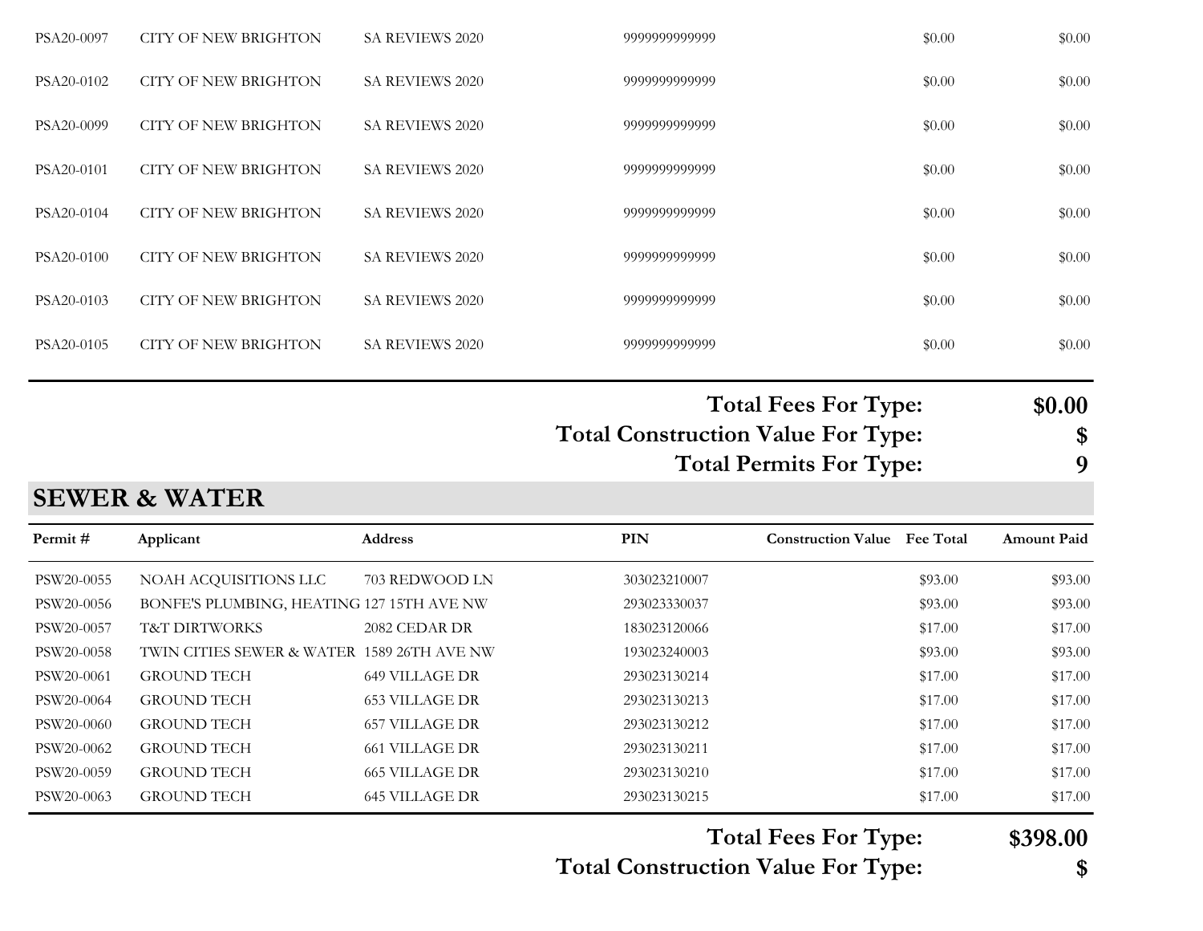| | | | | | | |
|---|---|---|---|---|---|---|
| PSA20-0097 | CITY OF NEW BRIGHTON | SA REVIEWS 2020 | 9999999999999 | | $0.00 | $0.00 |
| PSA20-0102 | CITY OF NEW BRIGHTON | SA REVIEWS 2020 | 9999999999999 | | $0.00 | $0.00 |
| PSA20-0099 | CITY OF NEW BRIGHTON | SA REVIEWS 2020 | 9999999999999 | | $0.00 | $0.00 |
| PSA20-0101 | CITY OF NEW BRIGHTON | SA REVIEWS 2020 | 9999999999999 | | $0.00 | $0.00 |
| PSA20-0104 | CITY OF NEW BRIGHTON | SA REVIEWS 2020 | 9999999999999 | | $0.00 | $0.00 |
| PSA20-0100 | CITY OF NEW BRIGHTON | SA REVIEWS 2020 | 9999999999999 | | $0.00 | $0.00 |
| PSA20-0103 | CITY OF NEW BRIGHTON | SA REVIEWS 2020 | 9999999999999 | | $0.00 | $0.00 |
| PSA20-0105 | CITY OF NEW BRIGHTON | SA REVIEWS 2020 | 9999999999999 | | $0.00 | $0.00 |

**Total Fees For Type: $0.00**
**Total Construction Value For Type: $**
**Total Permits For Type: 9**

## SEWER & WATER

| Permit # | Applicant | Address | PIN | Construction Value | Fee Total | Amount Paid |
|---|---|---|---|---|---|---|
| PSW20-0055 | NOAH ACQUISITIONS LLC | 703 REDWOOD LN | 303023210007 | | $93.00 | $93.00 |
| PSW20-0056 | BONFE'S PLUMBING, HEATING | 127 15TH AVE NW | 293023330037 | | $93.00 | $93.00 |
| PSW20-0057 | T&T DIRTWORKS | 2082 CEDAR DR | 183023120066 | | $17.00 | $17.00 |
| PSW20-0058 | TWIN CITIES SEWER & WATER | 1589 26TH AVE NW | 193023240003 | | $93.00 | $93.00 |
| PSW20-0061 | GROUND TECH | 649 VILLAGE DR | 293023130214 | | $17.00 | $17.00 |
| PSW20-0064 | GROUND TECH | 653 VILLAGE DR | 293023130213 | | $17.00 | $17.00 |
| PSW20-0060 | GROUND TECH | 657 VILLAGE DR | 293023130212 | | $17.00 | $17.00 |
| PSW20-0062 | GROUND TECH | 661 VILLAGE DR | 293023130211 | | $17.00 | $17.00 |
| PSW20-0059 | GROUND TECH | 665 VILLAGE DR | 293023130210 | | $17.00 | $17.00 |
| PSW20-0063 | GROUND TECH | 645 VILLAGE DR | 293023130215 | | $17.00 | $17.00 |

**Total Fees For Type: $398.00**
**Total Construction Value For Type: $**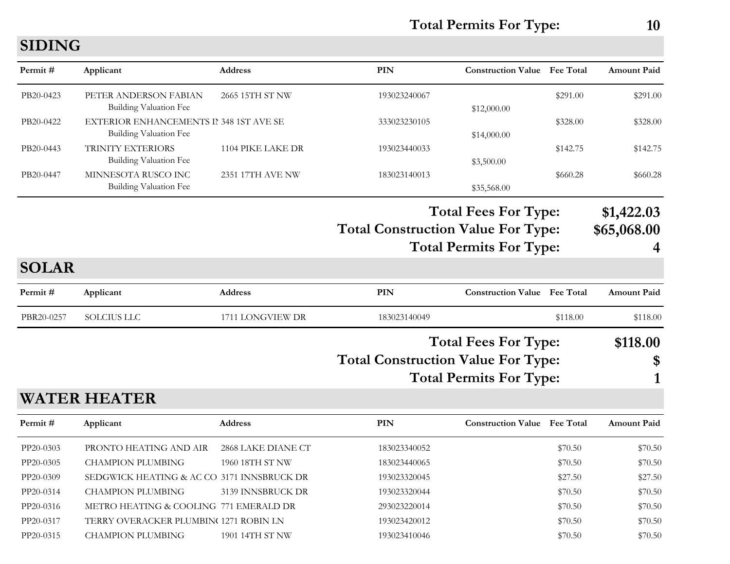**Total Permits For Type: 10**

## SIDING

| Permit # | Applicant | Address | PIN | Construction Value | Fee Total | Amount Paid |
|---|---|---|---|---|---|---|
| PB20-0423 | PETER ANDERSON FABIAN | 2665 15TH ST NW | 193023240067 | | $291.00 | $291.00 |
| | Building Valuation Fee | | | $12,000.00 | | |
| PB20-0422 | EXTERIOR ENHANCEMENTS IN | 348 1ST AVE SE | 333023230105 | | $328.00 | $328.00 |
| | Building Valuation Fee | | | $14,000.00 | | |
| PB20-0443 | TRINITY EXTERIORS | 1104 PIKE LAKE DR | 193023440033 | | $142.75 | $142.75 |
| | Building Valuation Fee | | | $3,500.00 | | |
| PB20-0447 | MINNESOTA RUSCO INC | 2351 17TH AVE NW | 183023140013 | | $660.28 | $660.28 |
| | Building Valuation Fee | | | $35,568.00 | | |

**Total Fees For Type: $1,422.03**
**Total Construction Value For Type: $65,068.00**
**Total Permits For Type: 4**

## SOLAR

| Permit # | Applicant | Address | PIN | Construction Value | Fee Total | Amount Paid |
|---|---|---|---|---|---|---|
| PBR20-0257 | SOLCIUS LLC | 1711 LONGVIEW DR | 183023140049 | | $118.00 | $118.00 |

**Total Fees For Type: $118.00**
**Total Construction Value For Type: $**
**Total Permits For Type: 1**

## WATER HEATER

| Permit # | Applicant | Address | PIN | Construction Value | Fee Total | Amount Paid |
|---|---|---|---|---|---|---|
| PP20-0303 | PRONTO HEATING AND AIR | 2868 LAKE DIANE CT | 183023340052 | | $70.50 | $70.50 |
| PP20-0305 | CHAMPION PLUMBING | 1960 18TH ST NW | 183023440065 | | $70.50 | $70.50 |
| PP20-0309 | SEDGWICK HEATING & AC CO | 3171 INNSBRUCK DR | 193023320045 | | $27.50 | $27.50 |
| PP20-0314 | CHAMPION PLUMBING | 3139 INNSBRUCK DR | 193023320044 | | $70.50 | $70.50 |
| PP20-0316 | METRO HEATING & COOLING | 771 EMERALD DR | 293023220014 | | $70.50 | $70.50 |
| PP20-0317 | TERRY OVERACKER PLUMBIN( | 1271 ROBIN LN | 193023420012 | | $70.50 | $70.50 |
| PP20-0315 | CHAMPION PLUMBING | 1901 14TH ST NW | 193023410046 | | $70.50 | $70.50 |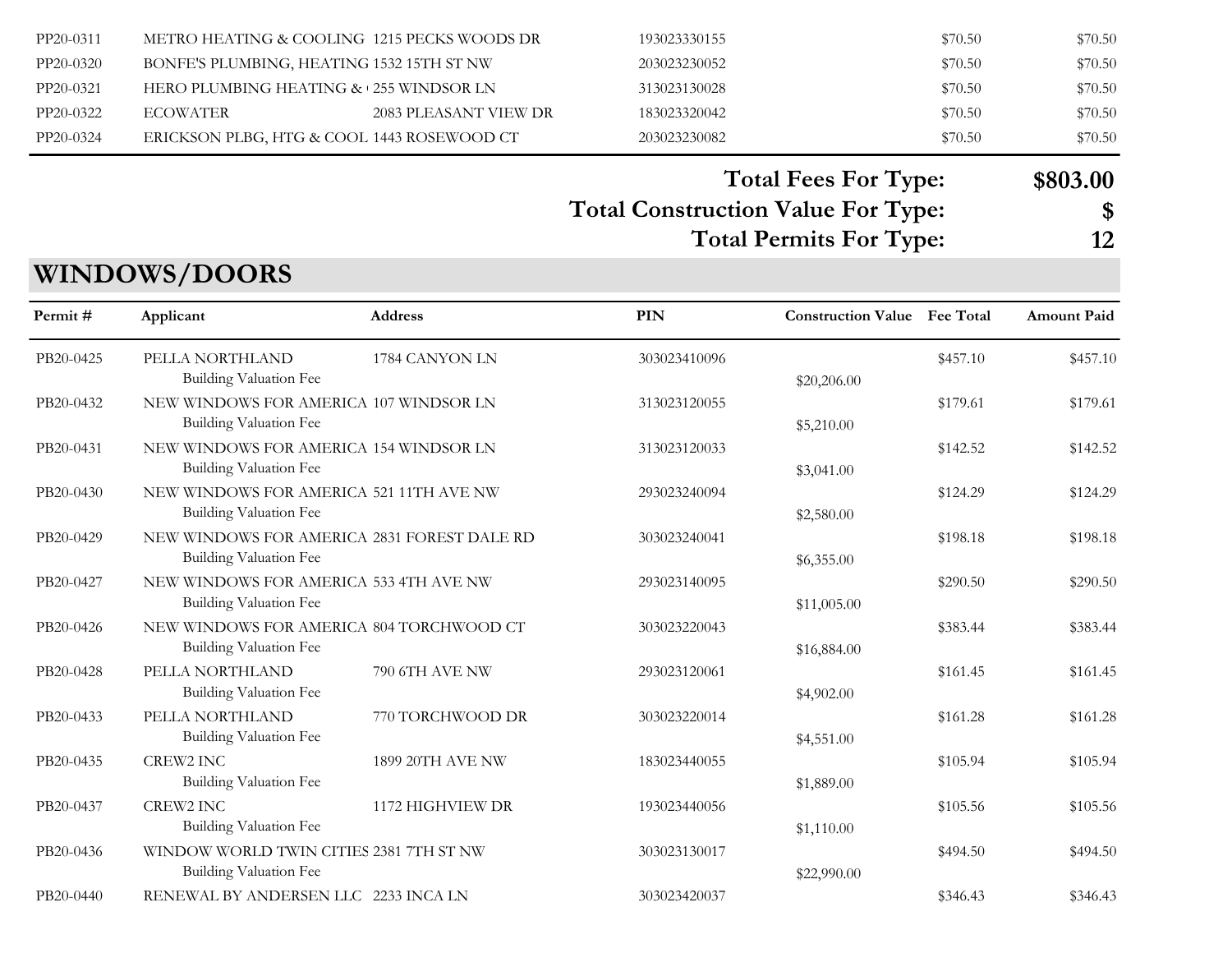| Permit # | Applicant | Address | PIN | Construction Value | Fee Total | Amount Paid |
|---|---|---|---|---|---|---|
| PP20-0311 | METRO HEATING & COOLING | 1215 PECKS WOODS DR | 193023330155 | | $70.50 | $70.50 |
| PP20-0320 | BONFE'S PLUMBING, HEATING | 1532 15TH ST NW | 203023230052 | | $70.50 | $70.50 |
| PP20-0321 | HERO PLUMBING HEATING & ( | 255 WINDSOR LN | 313023130028 | | $70.50 | $70.50 |
| PP20-0322 | ECOWATER | 2083 PLEASANT VIEW DR | 183023320042 | | $70.50 | $70.50 |
| PP20-0324 | ERICKSON PLBG, HTG & COOL | 1443 ROSEWOOD CT | 203023230082 | | $70.50 | $70.50 |

**Total Fees For Type: $803.00**

**Total Construction Value For Type: $**

**Total Permits For Type: 12**

## WINDOWS/DOORS

| Permit # | Applicant | Address | PIN | Construction Value | Fee Total | Amount Paid |
|---|---|---|---|---|---|---|
| PB20-0425 | PELLA NORTHLAND | 1784 CANYON LN | 303023410096 | | $457.10 | $457.10 |
| | Building Valuation Fee | | | $20,206.00 | | |
| PB20-0432 | NEW WINDOWS FOR AMERICA | 107 WINDSOR LN | 313023120055 | | $179.61 | $179.61 |
| | Building Valuation Fee | | | $5,210.00 | | |
| PB20-0431 | NEW WINDOWS FOR AMERICA | 154 WINDSOR LN | 313023120033 | | $142.52 | $142.52 |
| | Building Valuation Fee | | | $3,041.00 | | |
| PB20-0430 | NEW WINDOWS FOR AMERICA | 521 11TH AVE NW | 293023240094 | | $124.29 | $124.29 |
| | Building Valuation Fee | | | $2,580.00 | | |
| PB20-0429 | NEW WINDOWS FOR AMERICA | 2831 FOREST DALE RD | 303023240041 | | $198.18 | $198.18 |
| | Building Valuation Fee | | | $6,355.00 | | |
| PB20-0427 | NEW WINDOWS FOR AMERICA | 533 4TH AVE NW | 293023140095 | | $290.50 | $290.50 |
| | Building Valuation Fee | | | $11,005.00 | | |
| PB20-0426 | NEW WINDOWS FOR AMERICA | 804 TORCHWOOD CT | 303023220043 | | $383.44 | $383.44 |
| | Building Valuation Fee | | | $16,884.00 | | |
| PB20-0428 | PELLA NORTHLAND | 790 6TH AVE NW | 293023120061 | | $161.45 | $161.45 |
| | Building Valuation Fee | | | $4,902.00 | | |
| PB20-0433 | PELLA NORTHLAND | 770 TORCHWOOD DR | 303023220014 | | $161.28 | $161.28 |
| | Building Valuation Fee | | | $4,551.00 | | |
| PB20-0435 | CREW2 INC | 1899 20TH AVE NW | 183023440055 | | $105.94 | $105.94 |
| | Building Valuation Fee | | | $1,889.00 | | |
| PB20-0437 | CREW2 INC | 1172 HIGHVIEW DR | 193023440056 | | $105.56 | $105.56 |
| | Building Valuation Fee | | | $1,110.00 | | |
| PB20-0436 | WINDOW WORLD TWIN CITIES | 2381 7TH ST NW | 303023130017 | | $494.50 | $494.50 |
| | Building Valuation Fee | | | $22,990.00 | | |
| PB20-0440 | RENEWAL BY ANDERSEN LLC | 2233 INCA LN | 303023420037 | | $346.43 | $346.43 |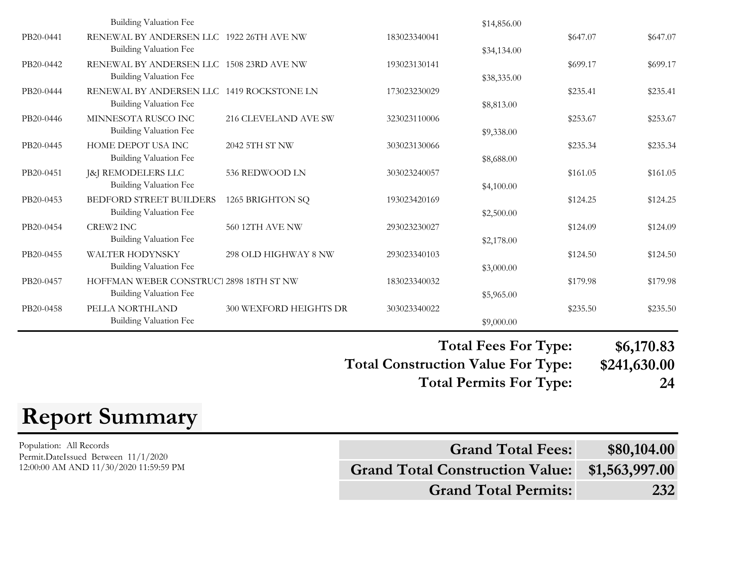| | | | | | | |
|---|---|---|---|---|---|---|
| | Building Valuation Fee | | | $14,856.00 | | |
| PB20-0441 | RENEWAL BY ANDERSEN LLC | 1922 26TH AVE NW | 183023340041 | | $647.07 | $647.07 |
| | Building Valuation Fee | | | $34,134.00 | | |
| PB20-0442 | RENEWAL BY ANDERSEN LLC | 1508 23RD AVE NW | 193023130141 | | $699.17 | $699.17 |
| | Building Valuation Fee | | | $38,335.00 | | |
| PB20-0444 | RENEWAL BY ANDERSEN LLC | 1419 ROCKSTONE LN | 173023230029 | | $235.41 | $235.41 |
| | Building Valuation Fee | | | $8,813.00 | | |
| PB20-0446 | MINNESOTA RUSCO INC | 216 CLEVELAND AVE SW | 323023110006 | | $253.67 | $253.67 |
| | Building Valuation Fee | | | $9,338.00 | | |
| PB20-0445 | HOME DEPOT USA INC | 2042 5TH ST NW | 303023130066 | | $235.34 | $235.34 |
| | Building Valuation Fee | | | $8,688.00 | | |
| PB20-0451 | J&J REMODELERS LLC | 536 REDWOOD LN | 303023240057 | | $161.05 | $161.05 |
| | Building Valuation Fee | | | $4,100.00 | | |
| PB20-0453 | BEDFORD STREET BUILDERS | 1265 BRIGHTON SQ | 193023420169 | | $124.25 | $124.25 |
| | Building Valuation Fee | | | $2,500.00 | | |
| PB20-0454 | CREW2 INC | 560 12TH AVE NW | 293023230027 | | $124.09 | $124.09 |
| | Building Valuation Fee | | | $2,178.00 | | |
| PB20-0455 | WALTER HODYNSKY | 298 OLD HIGHWAY 8 NW | 293023340103 | | $124.50 | $124.50 |
| | Building Valuation Fee | | | $3,000.00 | | |
| PB20-0457 | HOFFMAN WEBER CONSTRUCT | 2898 18TH ST NW | 183023340032 | | $179.98 | $179.98 |
| | Building Valuation Fee | | | $5,965.00 | | |
| PB20-0458 | PELLA NORTHLAND | 300 WEXFORD HEIGHTS DR | 303023340022 | | $235.50 | $235.50 |
| | Building Valuation Fee | | | $9,000.00 | | |

**Total Fees For Type: $6,170.83**

**Total Construction Value For Type: $241,630.00**

**Total Permits For Type: 24**

# Report Summary

Population: All Records
Permit.DateIssued Between 11/1/2020 12:00:00 AM AND 11/30/2020 11:59:59 PM

| | |
|---|---|
| **Grand Total Fees:** | **$80,104.00** |
| **Grand Total Construction Value:** | **$1,563,997.00** |
| **Grand Total Permits:** | **232** |